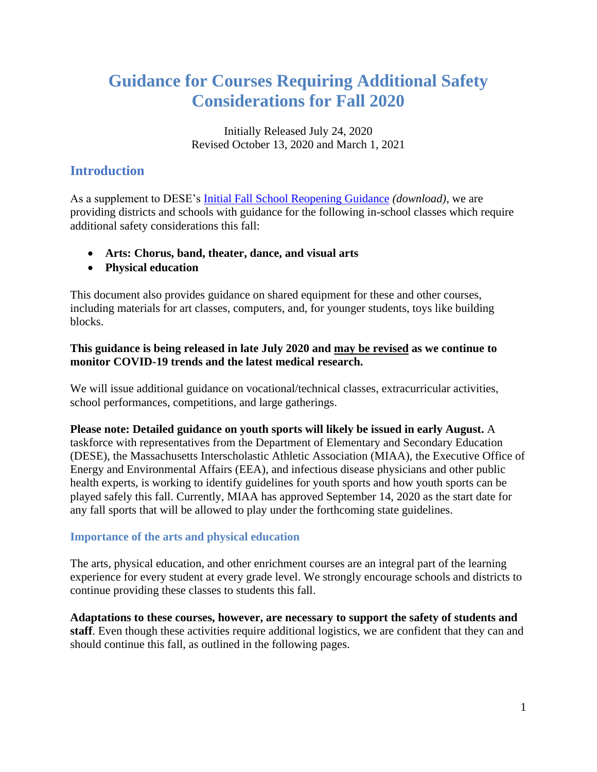# Guidance for Courses Requiring Additional Safety Considerations for Fall 2020

Initially Released July 24, 2020
Revised October 13, 2020 and March 1, 2021

## Introduction

As a supplement to DESE's Initial Fall School Reopening Guidance *(download)*, we are providing districts and schools with guidance for the following in-school classes which require additional safety considerations this fall:

- **Arts: Chorus, band, theater, dance, and visual arts**
- **Physical education**

This document also provides guidance on shared equipment for these and other courses, including materials for art classes, computers, and, for younger students, toys like building blocks.

**This guidance is being released in late July 2020 and <u>may be revised</u> as we continue to monitor COVID-19 trends and the latest medical research.**

We will issue additional guidance on vocational/technical classes, extracurricular activities, school performances, competitions, and large gatherings.

**Please note: Detailed guidance on youth sports will likely be issued in early August.** A taskforce with representatives from the Department of Elementary and Secondary Education (DESE), the Massachusetts Interscholastic Athletic Association (MIAA), the Executive Office of Energy and Environmental Affairs (EEA), and infectious disease physicians and other public health experts, is working to identify guidelines for youth sports and how youth sports can be played safely this fall. Currently, MIAA has approved September 14, 2020 as the start date for any fall sports that will be allowed to play under the forthcoming state guidelines.

### Importance of the arts and physical education

The arts, physical education, and other enrichment courses are an integral part of the learning experience for every student at every grade level. We strongly encourage schools and districts to continue providing these classes to students this fall.

**Adaptations to these courses, however, are necessary to support the safety of students and staff**. Even though these activities require additional logistics, we are confident that they can and should continue this fall, as outlined in the following pages.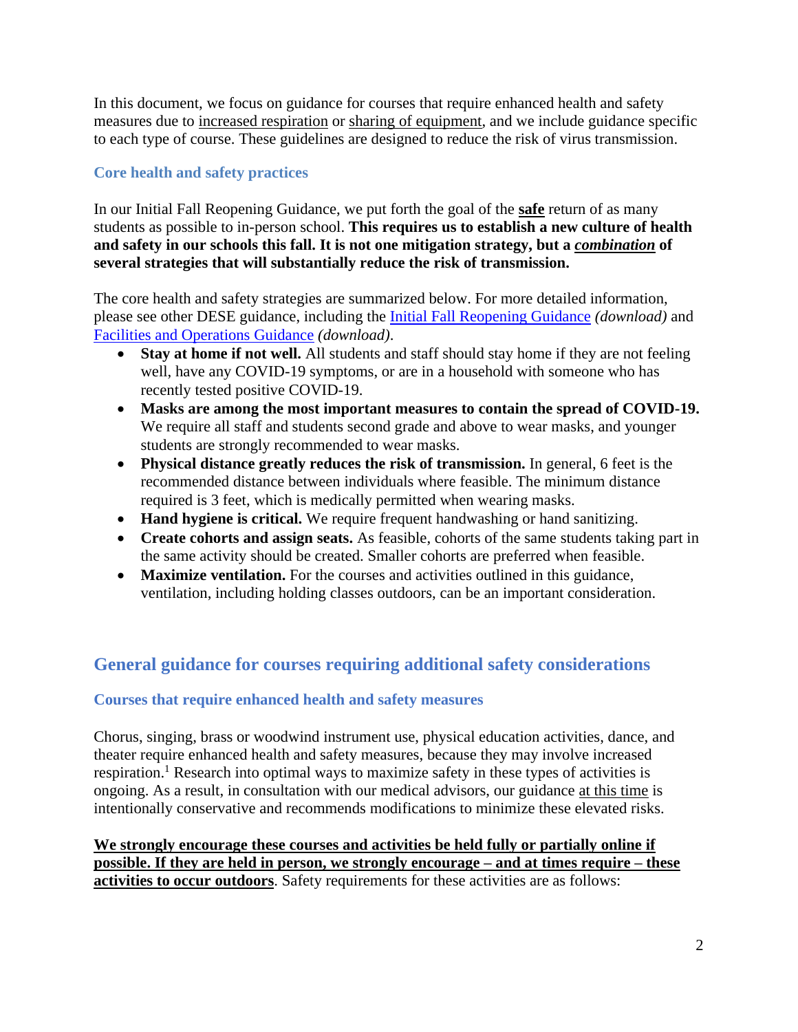In this document, we focus on guidance for courses that require enhanced health and safety measures due to increased respiration or sharing of equipment, and we include guidance specific to each type of course. These guidelines are designed to reduce the risk of virus transmission.

### Core health and safety practices

In our Initial Fall Reopening Guidance, we put forth the goal of the **safe** return of as many students as possible to in-person school. **This requires us to establish a new culture of health and safety in our schools this fall. It is not one mitigation strategy, but a *combination* of several strategies that will substantially reduce the risk of transmission.**

The core health and safety strategies are summarized below. For more detailed information, please see other DESE guidance, including the Initial Fall Reopening Guidance *(download)* and Facilities and Operations Guidance *(download)*.

- **Stay at home if not well.** All students and staff should stay home if they are not feeling well, have any COVID-19 symptoms, or are in a household with someone who has recently tested positive COVID-19.
- **Masks are among the most important measures to contain the spread of COVID-19.** We require all staff and students second grade and above to wear masks, and younger students are strongly recommended to wear masks.
- **Physical distance greatly reduces the risk of transmission.** In general, 6 feet is the recommended distance between individuals where feasible. The minimum distance required is 3 feet, which is medically permitted when wearing masks.
- **Hand hygiene is critical.** We require frequent handwashing or hand sanitizing.
- **Create cohorts and assign seats.** As feasible, cohorts of the same students taking part in the same activity should be created. Smaller cohorts are preferred when feasible.
- **Maximize ventilation.** For the courses and activities outlined in this guidance, ventilation, including holding classes outdoors, can be an important consideration.

## General guidance for courses requiring additional safety considerations

### Courses that require enhanced health and safety measures

Chorus, singing, brass or woodwind instrument use, physical education activities, dance, and theater require enhanced health and safety measures, because they may involve increased respiration.[1] Research into optimal ways to maximize safety in these types of activities is ongoing. As a result, in consultation with our medical advisors, our guidance at this time is intentionally conservative and recommends modifications to minimize these elevated risks.

**We strongly encourage these courses and activities be held fully or partially online if possible. If they are held in person, we strongly encourage – and at times require – these activities to occur outdoors**. Safety requirements for these activities are as follows: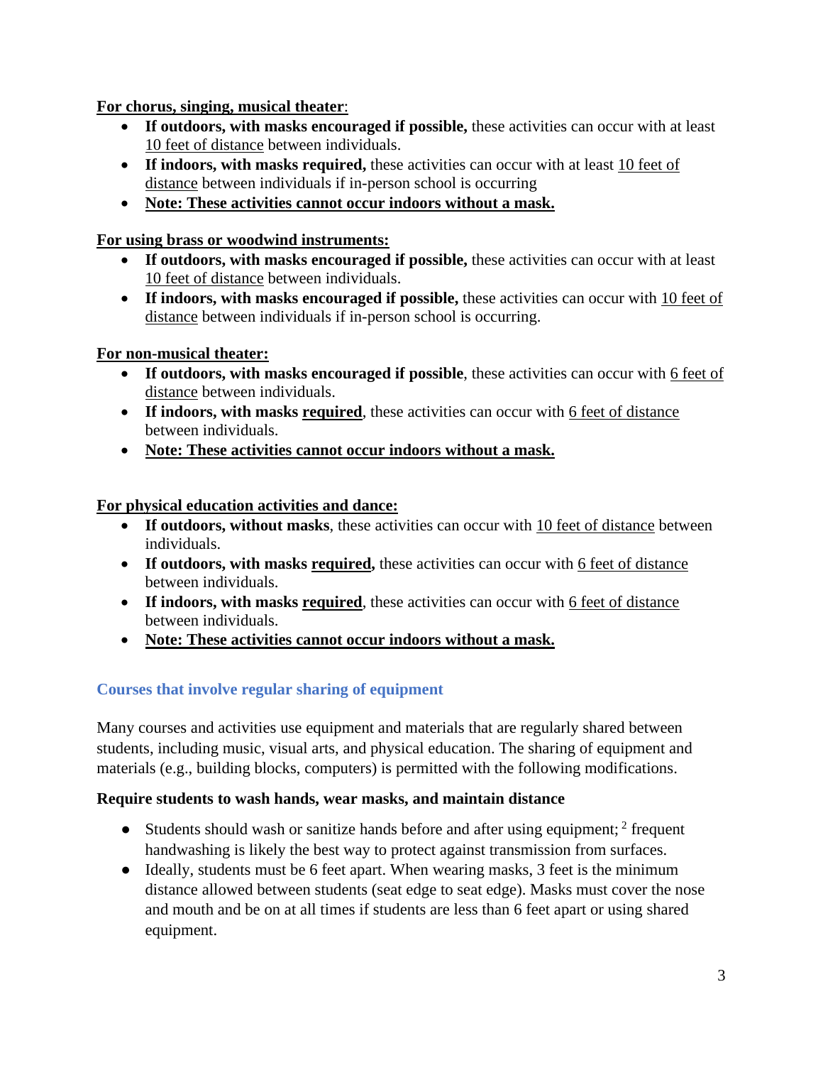**For chorus, singing, musical theater**:

- **If outdoors, with masks encouraged if possible,** these activities can occur with at least 10 feet of distance between individuals.
- **If indoors, with masks required,** these activities can occur with at least 10 feet of distance between individuals if in-person school is occurring
- **Note: These activities cannot occur indoors without a mask.**

**For using brass or woodwind instruments:**

- **If outdoors, with masks encouraged if possible,** these activities can occur with at least 10 feet of distance between individuals.
- **If indoors, with masks encouraged if possible,** these activities can occur with 10 feet of distance between individuals if in-person school is occurring.

**For non-musical theater:**

- **If outdoors, with masks encouraged if possible**, these activities can occur with 6 feet of distance between individuals.
- **If indoors, with masks required**, these activities can occur with 6 feet of distance between individuals.
- **Note: These activities cannot occur indoors without a mask.**

**For physical education activities and dance:**

- **If outdoors, without masks**, these activities can occur with 10 feet of distance between individuals.
- **If outdoors, with masks required,** these activities can occur with 6 feet of distance between individuals.
- **If indoors, with masks required**, these activities can occur with 6 feet of distance between individuals.
- **Note: These activities cannot occur indoors without a mask.**

## Courses that involve regular sharing of equipment

Many courses and activities use equipment and materials that are regularly shared between students, including music, visual arts, and physical education. The sharing of equipment and materials (e.g., building blocks, computers) is permitted with the following modifications.

**Require students to wash hands, wear masks, and maintain distance**

- Students should wash or sanitize hands before and after using equipment;[2] frequent handwashing is likely the best way to protect against transmission from surfaces.
- Ideally, students must be 6 feet apart. When wearing masks, 3 feet is the minimum distance allowed between students (seat edge to seat edge). Masks must cover the nose and mouth and be on at all times if students are less than 6 feet apart or using shared equipment.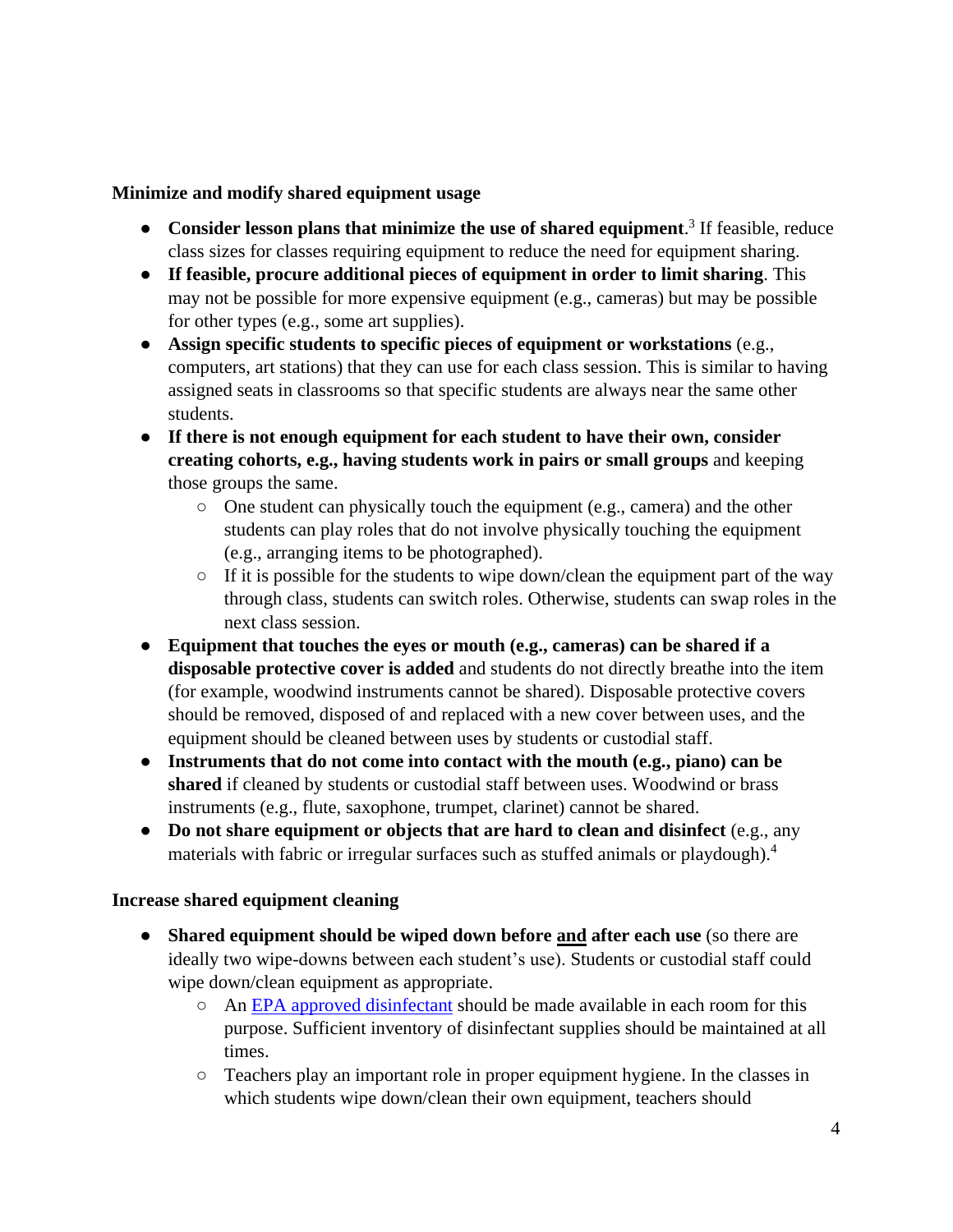**Minimize and modify shared equipment usage**

- **Consider lesson plans that minimize the use of shared equipment**.[3] If feasible, reduce class sizes for classes requiring equipment to reduce the need for equipment sharing.
- **If feasible, procure additional pieces of equipment in order to limit sharing**. This may not be possible for more expensive equipment (e.g., cameras) but may be possible for other types (e.g., some art supplies).
- **Assign specific students to specific pieces of equipment or workstations** (e.g., computers, art stations) that they can use for each class session. This is similar to having assigned seats in classrooms so that specific students are always near the same other students.
- **If there is not enough equipment for each student to have their own, consider creating cohorts, e.g., having students work in pairs or small groups** and keeping those groups the same.
    - One student can physically touch the equipment (e.g., camera) and the other students can play roles that do not involve physically touching the equipment (e.g., arranging items to be photographed).
    - If it is possible for the students to wipe down/clean the equipment part of the way through class, students can switch roles. Otherwise, students can swap roles in the next class session.
- **Equipment that touches the eyes or mouth (e.g., cameras) can be shared if a disposable protective cover is added** and students do not directly breathe into the item (for example, woodwind instruments cannot be shared). Disposable protective covers should be removed, disposed of and replaced with a new cover between uses, and the equipment should be cleaned between uses by students or custodial staff.
- **Instruments that do not come into contact with the mouth (e.g., piano) can be shared** if cleaned by students or custodial staff between uses. Woodwind or brass instruments (e.g., flute, saxophone, trumpet, clarinet) cannot be shared.
- **Do not share equipment or objects that are hard to clean and disinfect** (e.g., any materials with fabric or irregular surfaces such as stuffed animals or playdough).[4]

**Increase shared equipment cleaning**

- **Shared equipment should be wiped down before <u>and</u> after each use** (so there are ideally two wipe-downs between each student's use). Students or custodial staff could wipe down/clean equipment as appropriate.
    - An [EPA approved disinfectant] should be made available in each room for this purpose. Sufficient inventory of disinfectant supplies should be maintained at all times.
    - Teachers play an important role in proper equipment hygiene. In the classes in which students wipe down/clean their own equipment, teachers should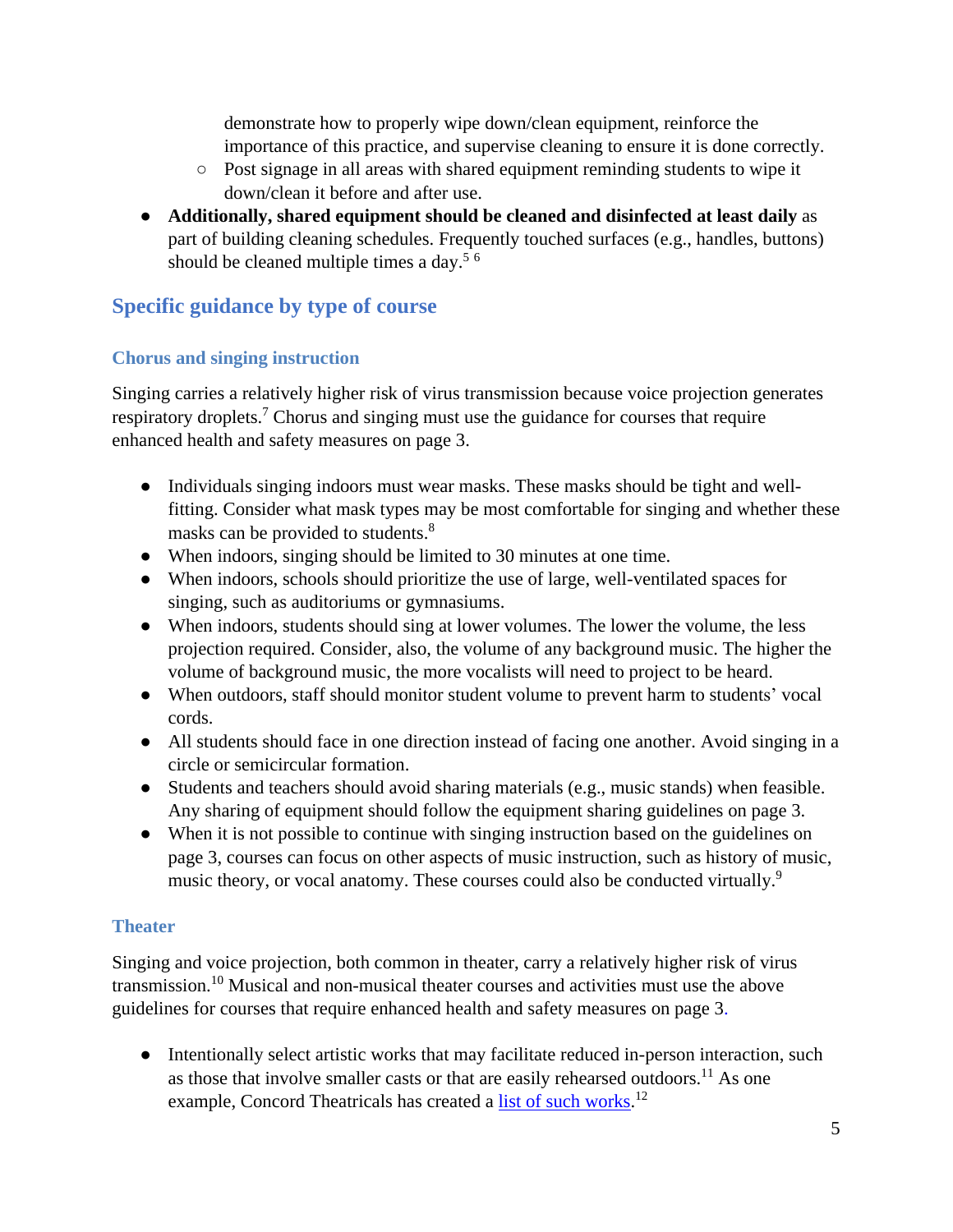demonstrate how to properly wipe down/clean equipment, reinforce the importance of this practice, and supervise cleaning to ensure it is done correctly.
    - Post signage in all areas with shared equipment reminding students to wipe it down/clean it before and after use.
- **Additionally, shared equipment should be cleaned and disinfected at least daily** as part of building cleaning schedules. Frequently touched surfaces (e.g., handles, buttons) should be cleaned multiple times a day.[5] [6]

## Specific guidance by type of course

### Chorus and singing instruction

Singing carries a relatively higher risk of virus transmission because voice projection generates respiratory droplets.[7] Chorus and singing must use the guidance for courses that require enhanced health and safety measures on page 3.

- Individuals singing indoors must wear masks. These masks should be tight and well-fitting. Consider what mask types may be most comfortable for singing and whether these masks can be provided to students.[8]
- When indoors, singing should be limited to 30 minutes at one time.
- When indoors, schools should prioritize the use of large, well-ventilated spaces for singing, such as auditoriums or gymnasiums.
- When indoors, students should sing at lower volumes. The lower the volume, the less projection required. Consider, also, the volume of any background music. The higher the volume of background music, the more vocalists will need to project to be heard.
- When outdoors, staff should monitor student volume to prevent harm to students' vocal cords.
- All students should face in one direction instead of facing one another. Avoid singing in a circle or semicircular formation.
- Students and teachers should avoid sharing materials (e.g., music stands) when feasible. Any sharing of equipment should follow the equipment sharing guidelines on page 3.
- When it is not possible to continue with singing instruction based on the guidelines on page 3, courses can focus on other aspects of music instruction, such as history of music, music theory, or vocal anatomy. These courses could also be conducted virtually.[9]

### Theater

Singing and voice projection, both common in theater, carry a relatively higher risk of virus transmission.[10] Musical and non-musical theater courses and activities must use the above guidelines for courses that require enhanced health and safety measures on page 3.

- Intentionally select artistic works that may facilitate reduced in-person interaction, such as those that involve smaller casts or that are easily rehearsed outdoors.[11] As one example, Concord Theatricals has created a list of such works.[12]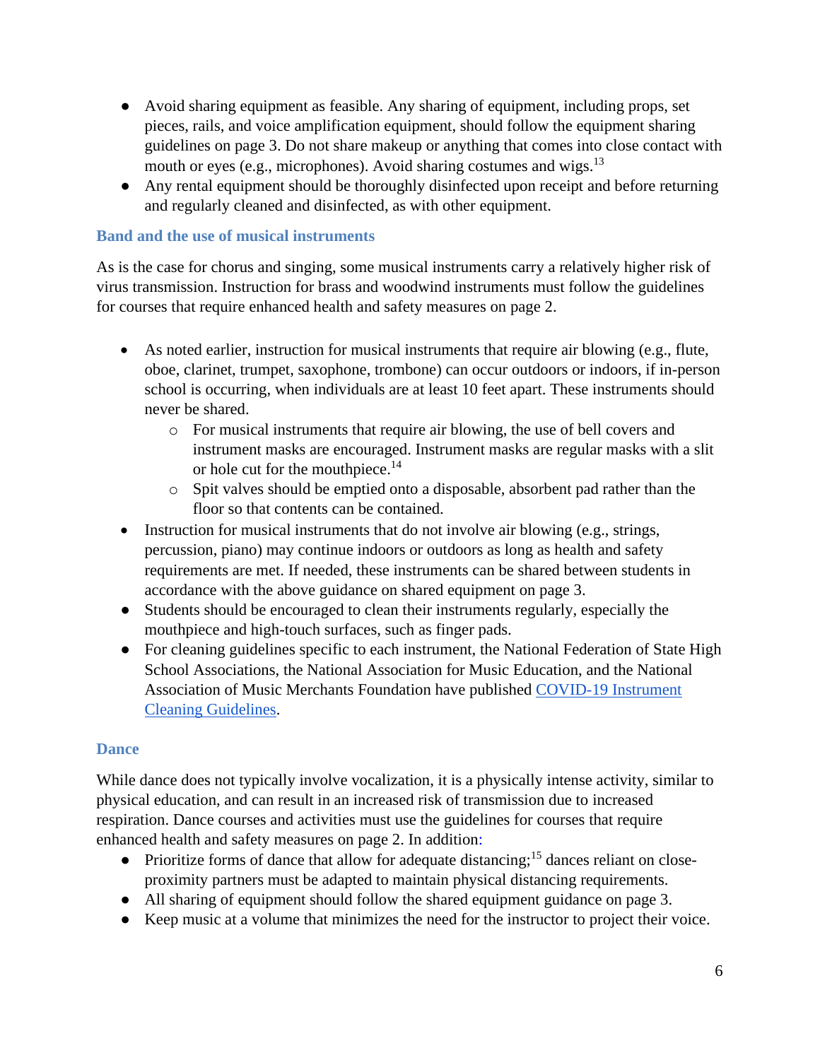- Avoid sharing equipment as feasible. Any sharing of equipment, including props, set pieces, rails, and voice amplification equipment, should follow the equipment sharing guidelines on page 3. Do not share makeup or anything that comes into close contact with mouth or eyes (e.g., microphones). Avoid sharing costumes and wigs.[13]
- Any rental equipment should be thoroughly disinfected upon receipt and before returning and regularly cleaned and disinfected, as with other equipment.

### Band and the use of musical instruments

As is the case for chorus and singing, some musical instruments carry a relatively higher risk of virus transmission. Instruction for brass and woodwind instruments must follow the guidelines for courses that require enhanced health and safety measures on page 2.

- As noted earlier, instruction for musical instruments that require air blowing (e.g., flute, oboe, clarinet, trumpet, saxophone, trombone) can occur outdoors or indoors, if in-person school is occurring, when individuals are at least 10 feet apart. These instruments should never be shared.
  - For musical instruments that require air blowing, the use of bell covers and instrument masks are encouraged. Instrument masks are regular masks with a slit or hole cut for the mouthpiece.[14]
  - Spit valves should be emptied onto a disposable, absorbent pad rather than the floor so that contents can be contained.
- Instruction for musical instruments that do not involve air blowing (e.g., strings, percussion, piano) may continue indoors or outdoors as long as health and safety requirements are met. If needed, these instruments can be shared between students in accordance with the above guidance on shared equipment on page 3.
- Students should be encouraged to clean their instruments regularly, especially the mouthpiece and high-touch surfaces, such as finger pads.
- For cleaning guidelines specific to each instrument, the National Federation of State High School Associations, the National Association for Music Education, and the National Association of Music Merchants Foundation have published COVID-19 Instrument Cleaning Guidelines.

### Dance

While dance does not typically involve vocalization, it is a physically intense activity, similar to physical education, and can result in an increased risk of transmission due to increased respiration. Dance courses and activities must use the guidelines for courses that require enhanced health and safety measures on page 2. In addition:

- Prioritize forms of dance that allow for adequate distancing;[15] dances reliant on close-proximity partners must be adapted to maintain physical distancing requirements.
- All sharing of equipment should follow the shared equipment guidance on page 3.
- Keep music at a volume that minimizes the need for the instructor to project their voice.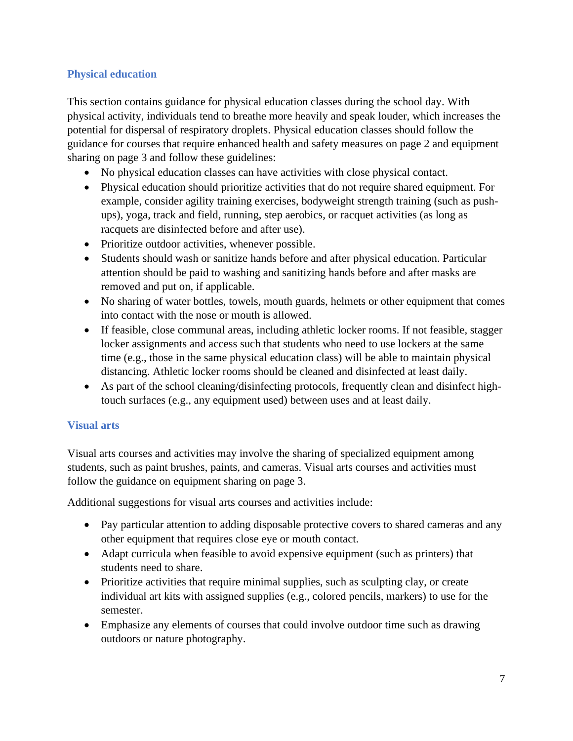## Physical education

This section contains guidance for physical education classes during the school day. With physical activity, individuals tend to breathe more heavily and speak louder, which increases the potential for dispersal of respiratory droplets. Physical education classes should follow the guidance for courses that require enhanced health and safety measures on page 2 and equipment sharing on page 3 and follow these guidelines:

- No physical education classes can have activities with close physical contact.
- Physical education should prioritize activities that do not require shared equipment. For example, consider agility training exercises, bodyweight strength training (such as push-ups), yoga, track and field, running, step aerobics, or racquet activities (as long as racquets are disinfected before and after use).
- Prioritize outdoor activities, whenever possible.
- Students should wash or sanitize hands before and after physical education. Particular attention should be paid to washing and sanitizing hands before and after masks are removed and put on, if applicable.
- No sharing of water bottles, towels, mouth guards, helmets or other equipment that comes into contact with the nose or mouth is allowed.
- If feasible, close communal areas, including athletic locker rooms. If not feasible, stagger locker assignments and access such that students who need to use lockers at the same time (e.g., those in the same physical education class) will be able to maintain physical distancing. Athletic locker rooms should be cleaned and disinfected at least daily.
- As part of the school cleaning/disinfecting protocols, frequently clean and disinfect high-touch surfaces (e.g., any equipment used) between uses and at least daily.

## Visual arts

Visual arts courses and activities may involve the sharing of specialized equipment among students, such as paint brushes, paints, and cameras. Visual arts courses and activities must follow the guidance on equipment sharing on page 3.

Additional suggestions for visual arts courses and activities include:

- Pay particular attention to adding disposable protective covers to shared cameras and any other equipment that requires close eye or mouth contact.
- Adapt curricula when feasible to avoid expensive equipment (such as printers) that students need to share.
- Prioritize activities that require minimal supplies, such as sculpting clay, or create individual art kits with assigned supplies (e.g., colored pencils, markers) to use for the semester.
- Emphasize any elements of courses that could involve outdoor time such as drawing outdoors or nature photography.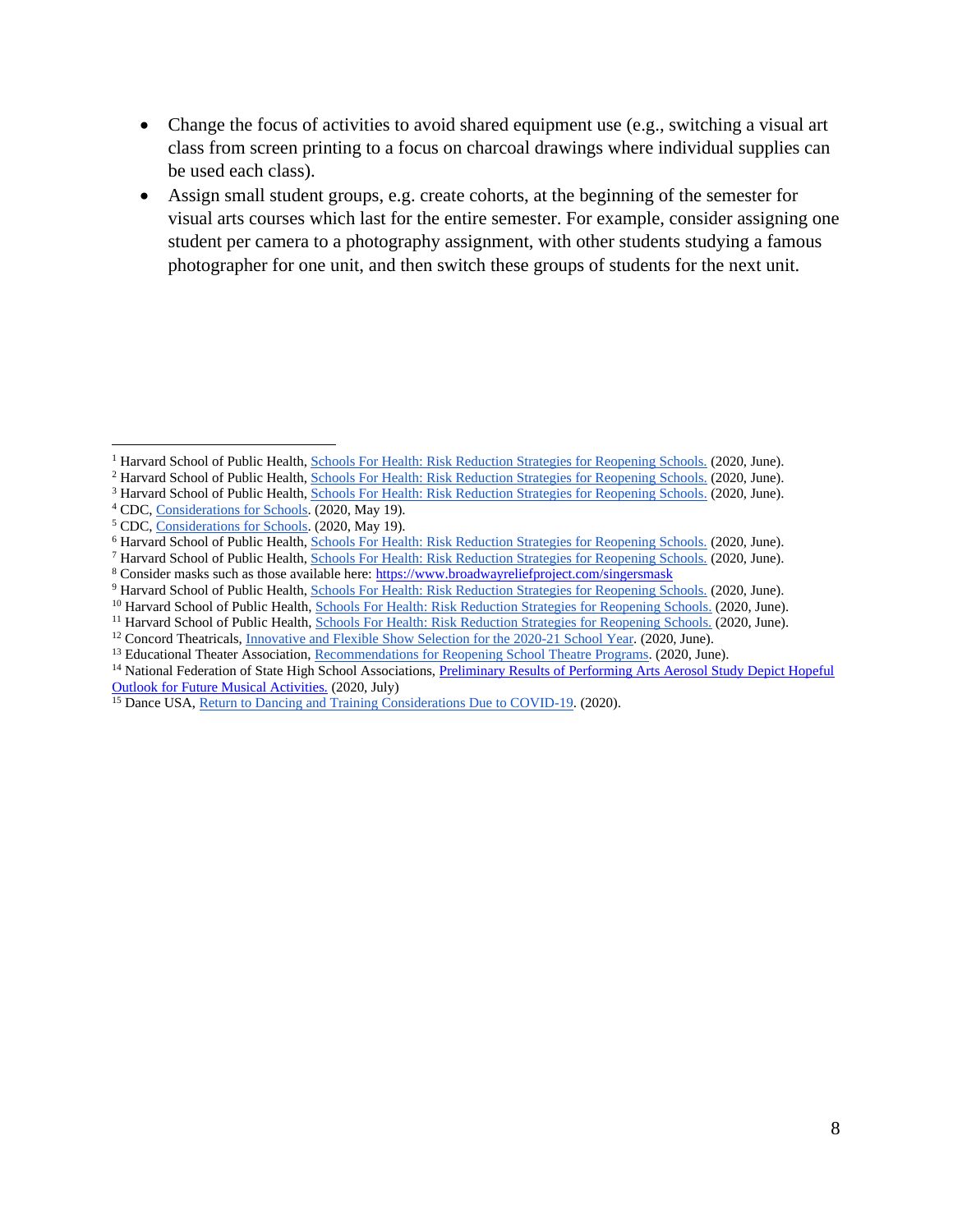- Change the focus of activities to avoid shared equipment use (e.g., switching a visual art class from screen printing to a focus on charcoal drawings where individual supplies can be used each class).
- Assign small student groups, e.g. create cohorts, at the beginning of the semester for visual arts courses which last for the entire semester. For example, consider assigning one student per camera to a photography assignment, with other students studying a famous photographer for one unit, and then switch these groups of students for the next unit.

---

[1] Harvard School of Public Health, Schools For Health: Risk Reduction Strategies for Reopening Schools. (2020, June).
[2] Harvard School of Public Health, Schools For Health: Risk Reduction Strategies for Reopening Schools. (2020, June).
[3] Harvard School of Public Health, Schools For Health: Risk Reduction Strategies for Reopening Schools. (2020, June).
[4] CDC, Considerations for Schools. (2020, May 19).
[5] CDC, Considerations for Schools. (2020, May 19).
[6] Harvard School of Public Health, Schools For Health: Risk Reduction Strategies for Reopening Schools. (2020, June).
[7] Harvard School of Public Health, Schools For Health: Risk Reduction Strategies for Reopening Schools. (2020, June).
[8] Consider masks such as those available here: https://www.broadwayreliefproject.com/singersmask
[9] Harvard School of Public Health, Schools For Health: Risk Reduction Strategies for Reopening Schools. (2020, June).
[10] Harvard School of Public Health, Schools For Health: Risk Reduction Strategies for Reopening Schools. (2020, June).
[11] Harvard School of Public Health, Schools For Health: Risk Reduction Strategies for Reopening Schools. (2020, June).
[12] Concord Theatricals, Innovative and Flexible Show Selection for the 2020-21 School Year. (2020, June).
[13] Educational Theater Association, Recommendations for Reopening School Theatre Programs. (2020, June).
[14] National Federation of State High School Associations, Preliminary Results of Performing Arts Aerosol Study Depict Hopeful Outlook for Future Musical Activities. (2020, July)
[15] Dance USA, Return to Dancing and Training Considerations Due to COVID-19. (2020).